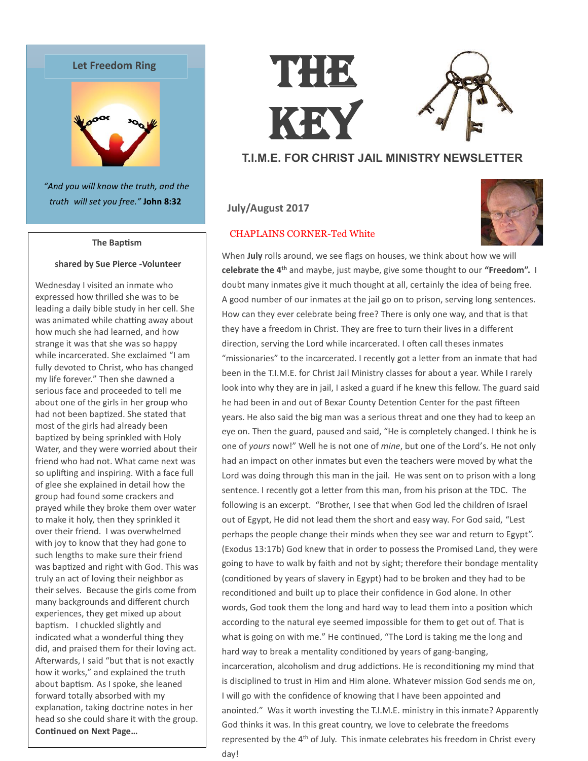# THE KEY

## T.I.M.E. FOR CHRIST JAIL MINISTRY NEWSLETTER

**July/August 2017**

### Let Freedom Ring

*"And you will know the truth, and the truth will set you free."* **John 8:32**

### CHAPLAINS CORNER-Ted White

When **July** rolls around, we see flags on houses, we think about how we will **celebrate the 4th** and maybe, just maybe, give some thought to our **"Freedom".** I doubt many inmates give it much thought at all, certainly the idea of being free. A good number of our inmates at the jail go on to prison, serving long sentences. How can they ever celebrate being free? There is only one way, and that is that they have a freedom in Christ. They are free to turn their lives in a different direction, serving the Lord while incarcerated. I often call theses inmates "missionaries" to the incarcerated. I recently got a letter from an inmate that had been in the T.I.M.E. for Christ Jail Ministry classes for about a year. While I rarely look into why they are in jail, I asked a guard if he knew this fellow. The guard said he had been in and out of Bexar County Detention Center for the past fifteen years. He also said the big man was a serious threat and one they had to keep an eye on. Then the guard, paused and said, "He is completely changed. I think he is one of *yours* now!" Well he is not one of *mine*, but one of the Lord's. He not only had an impact on other inmates but even the teachers were moved by what the Lord was doing through this man in the jail. He was sent on to prison with a long sentence. I recently got a letter from this man, from his prison at the TDC. The following is an excerpt. "Brother, I see that when God led the children of Israel out of Egypt, He did not lead them the short and easy way. For God said, "Lest perhaps the people change their minds when they see war and return to Egypt". (Exodus 13:17b) God knew that in order to possess the Promised Land, they were going to have to walk by faith and not by sight; therefore their bondage mentality (conditioned by years of slavery in Egypt) had to be broken and they had to be reconditioned and built up to place their confidence in God alone. In other words, God took them the long and hard way to lead them into a position which according to the natural eye seemed impossible for them to get out of. That is what is going on with me." He continued, "The Lord is taking me the long and hard way to break a mentality conditioned by years of gang-banging, incarceration, alcoholism and drug addictions. He is reconditioning my mind that is disciplined to trust in Him and Him alone. Whatever mission God sends me on, I will go with the confidence of knowing that I have been appointed and anointed." Was it worth investing the T.I.M.E. ministry in this inmate? Apparently God thinks it was. In this great country, we love to celebrate the freedoms represented by the 4th of July. This inmate celebrates his freedom in Christ every day!

### The Baptism

**shared by Sue Pierce -Volunteer**

Wednesday I visited an inmate who expressed how thrilled she was to be leading a daily bible study in her cell. She was animated while chatting away about how much she had learned, and how strange it was that she was so happy while incarcerated. She exclaimed "I am fully devoted to Christ, who has changed my life forever." Then she dawned a serious face and proceeded to tell me about one of the girls in her group who had not been baptized. She stated that most of the girls had already been baptized by being sprinkled with Holy Water, and they were worried about their friend who had not. What came next was so uplifting and inspiring. With a face full of glee she explained in detail how the group had found some crackers and prayed while they broke them over water to make it holy, then they sprinkled it over their friend. I was overwhelmed with joy to know that they had gone to such lengths to make sure their friend was baptized and right with God. This was truly an act of loving their neighbor as their selves. Because the girls come from many backgrounds and different church experiences, they get mixed up about baptism. I chuckled slightly and indicated what a wonderful thing they did, and praised them for their loving act. Afterwards, I said "but that is not exactly how it works," and explained the truth about baptism. As I spoke, she leaned forward totally absorbed with my explanation, taking doctrine notes in her head so she could share it with the group. **Continued on Next Page…**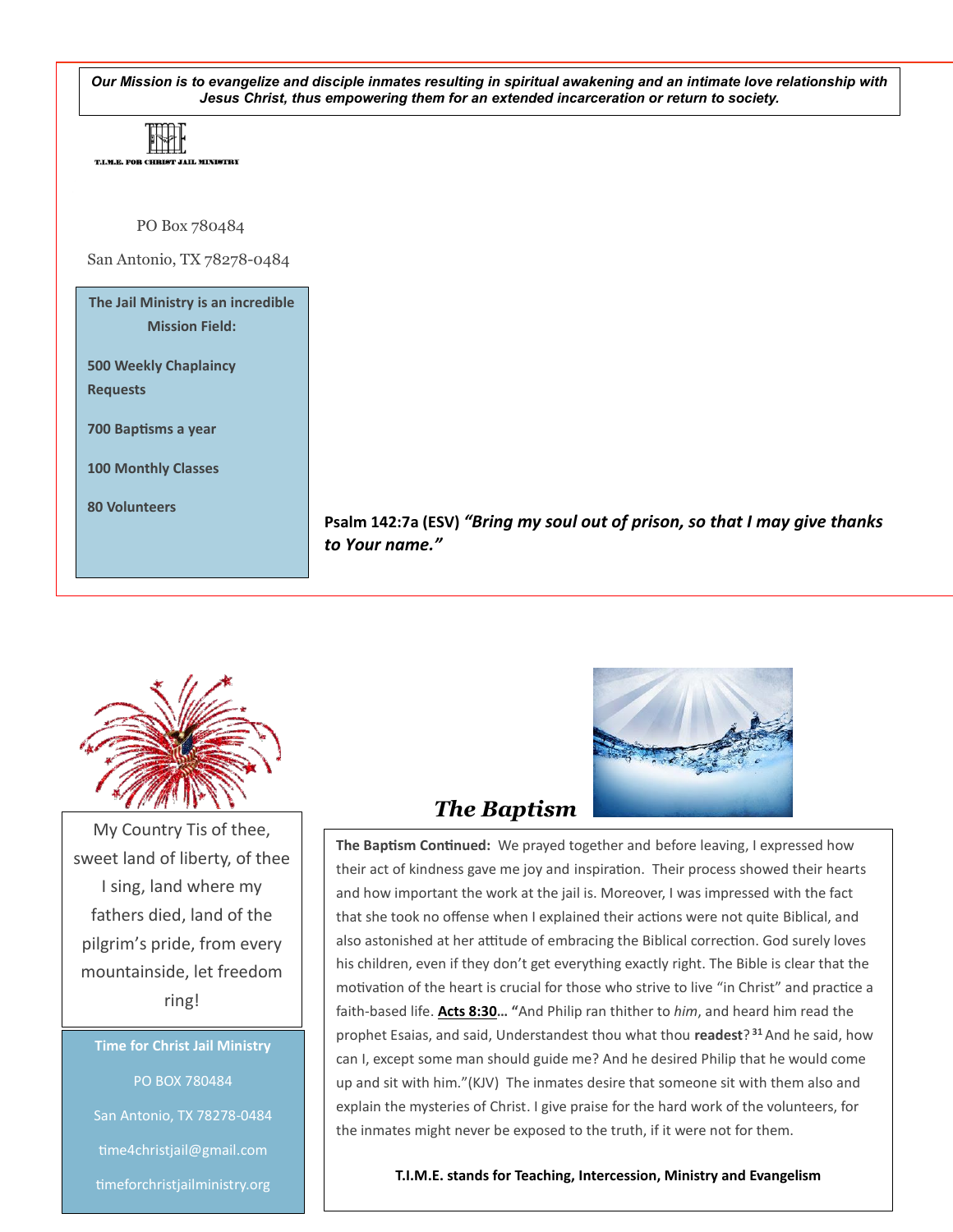***Our Mission is to evangelize and disciple inmates resulting in spiritual awakening and an intimate love relationship with Jesus Christ, thus empowering them for an extended incarceration or return to society.***

T.I.M.E. FOR CHRIST JAIL MINISTRY

PO Box 780484

San Antonio, TX 78278-0484

**The Jail Ministry is an incredible Mission Field:**

**500 Weekly Chaplaincy Requests**

**700 Baptisms a year**

**100 Monthly Classes**

**80 Volunteers**

**Psalm 142:7a (ESV)** ***"Bring my soul out of prison, so that I may give thanks to Your name."***

My Country Tis of thee, sweet land of liberty, of thee I sing, land where my fathers died, land of the pilgrim's pride, from every mountainside, let freedom ring!

**Time for Christ Jail Ministry**

PO BOX 780484

San Antonio, TX 78278-0484

time4christjail@gmail.com

timeforchristjailministry.org

## *The Baptism*

**The Baptism Continued:** We prayed together and before leaving, I expressed how their act of kindness gave me joy and inspiration. Their process showed their hearts and how important the work at the jail is. Moreover, I was impressed with the fact that she took no offense when I explained their actions were not quite Biblical, and also astonished at her attitude of embracing the Biblical correction. God surely loves his children, even if they don't get everything exactly right. The Bible is clear that the motivation of the heart is crucial for those who strive to live "in Christ" and practice a faith-based life. **Acts 8:30… "**And Philip ran thither to *him*, and heard him read the prophet Esaias, and said, Understandest thou what thou **readest**? [31] And he said, how can I, except some man should guide me? And he desired Philip that he would come up and sit with him."(KJV) The inmates desire that someone sit with them also and explain the mysteries of Christ. I give praise for the hard work of the volunteers, for the inmates might never be exposed to the truth, if it were not for them.

**T.I.M.E. stands for Teaching, Intercession, Ministry and Evangelism**